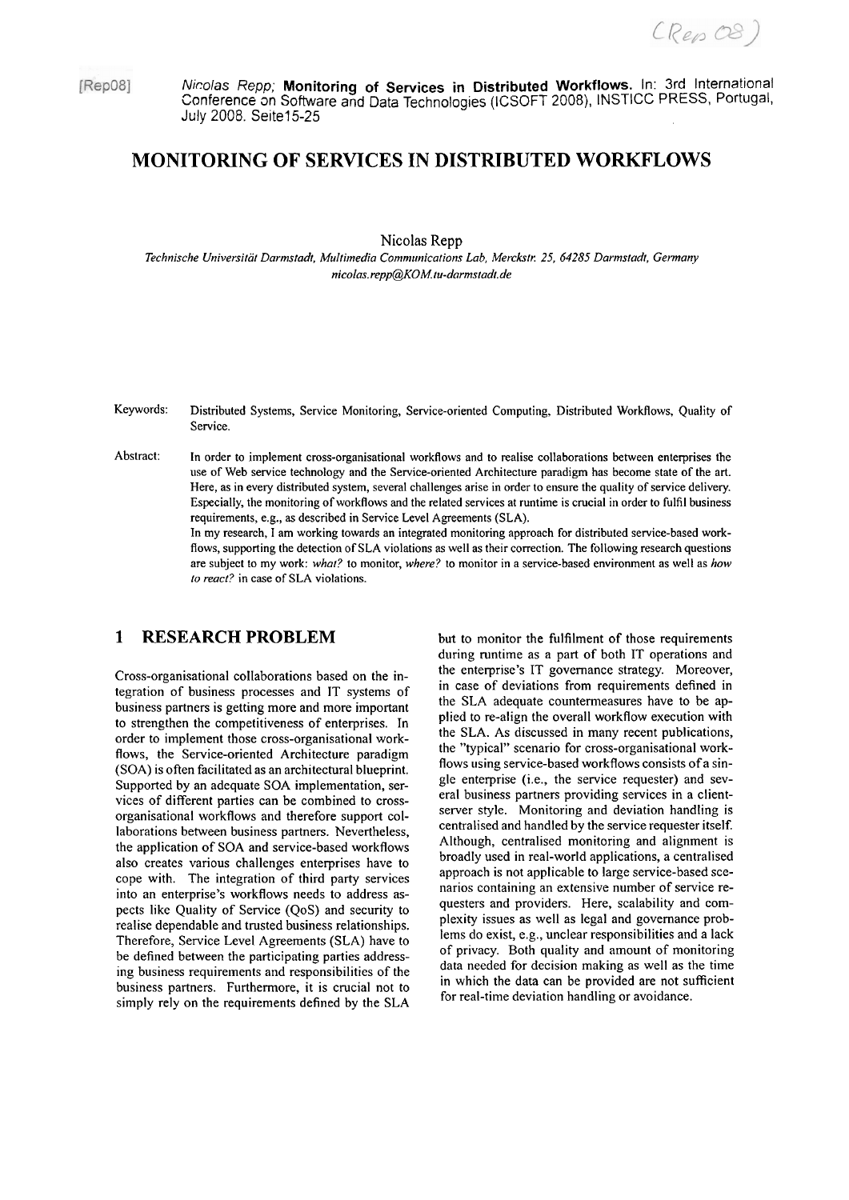[Rep08] *Nicolas Repp;* **Monitoring of Services in Distributed Workflows.** In: 3rd International Conference on Software and Data Technologies (ICSOFT 2008), INSTICC PRESS, Portugal, July 2008. Seite15-25

# MONITORING OF SERVICES IN DISTRIBUTED WORKFLOWS

Nicolas Repp

*Technische Universität Darmstadt, Multimedia Communications Lab, Merckstr. 25, 64285 Darmstadt, Germany*
*nicolas.repp@KOM.tu-darmstadt.de*

Keywords: Distributed Systems, Service Monitoring, Service-oriented Computing, Distributed Workflows, Quality of Service.

Abstract: In order to implement cross-organisational workflows and to realise collaborations between enterprises the use of Web service technology and the Service-oriented Architecture paradigm has become state of the art. Here, as in every distributed system, several challenges arise in order to ensure the quality of service delivery. Especially, the monitoring of workflows and the related services at runtime is crucial in order to fulfil business requirements, e.g., as described in Service Level Agreements (SLA).
In my research, I am working towards an integrated monitoring approach for distributed service-based workflows, supporting the detection of SLA violations as well as their correction. The following research questions are subject to my work: *what?* to monitor, *where?* to monitor in a service-based environment as well as *how to react?* in case of SLA violations.

## 1 RESEARCH PROBLEM

Cross-organisational collaborations based on the integration of business processes and IT systems of business partners is getting more and more important to strengthen the competitiveness of enterprises. In order to implement those cross-organisational workflows, the Service-oriented Architecture paradigm (SOA) is often facilitated as an architectural blueprint. Supported by an adequate SOA implementation, services of different parties can be combined to cross-organisational workflows and therefore support collaborations between business partners. Nevertheless, the application of SOA and service-based workflows also creates various challenges enterprises have to cope with. The integration of third party services into an enterprise's workflows needs to address aspects like Quality of Service (QoS) and security to realise dependable and trusted business relationships. Therefore, Service Level Agreements (SLA) have to be defined between the participating parties addressing business requirements and responsibilities of the business partners. Furthermore, it is crucial not to simply rely on the requirements defined by the SLA but to monitor the fulfilment of those requirements during runtime as a part of both IT operations and the enterprise's IT governance strategy. Moreover, in case of deviations from requirements defined in the SLA adequate countermeasures have to be applied to re-align the overall workflow execution with the SLA. As discussed in many recent publications, the "typical" scenario for cross-organisational workflows using service-based workflows consists of a single enterprise (i.e., the service requester) and several business partners providing services in a client-server style. Monitoring and deviation handling is centralised and handled by the service requester itself. Although, centralised monitoring and alignment is broadly used in real-world applications, a centralised approach is not applicable to large service-based scenarios containing an extensive number of service requesters and providers. Here, scalability and complexity issues as well as legal and governance problems do exist, e.g., unclear responsibilities and a lack of privacy. Both quality and amount of monitoring data needed for decision making as well as the time in which the data can be provided are not sufficient for real-time deviation handling or avoidance.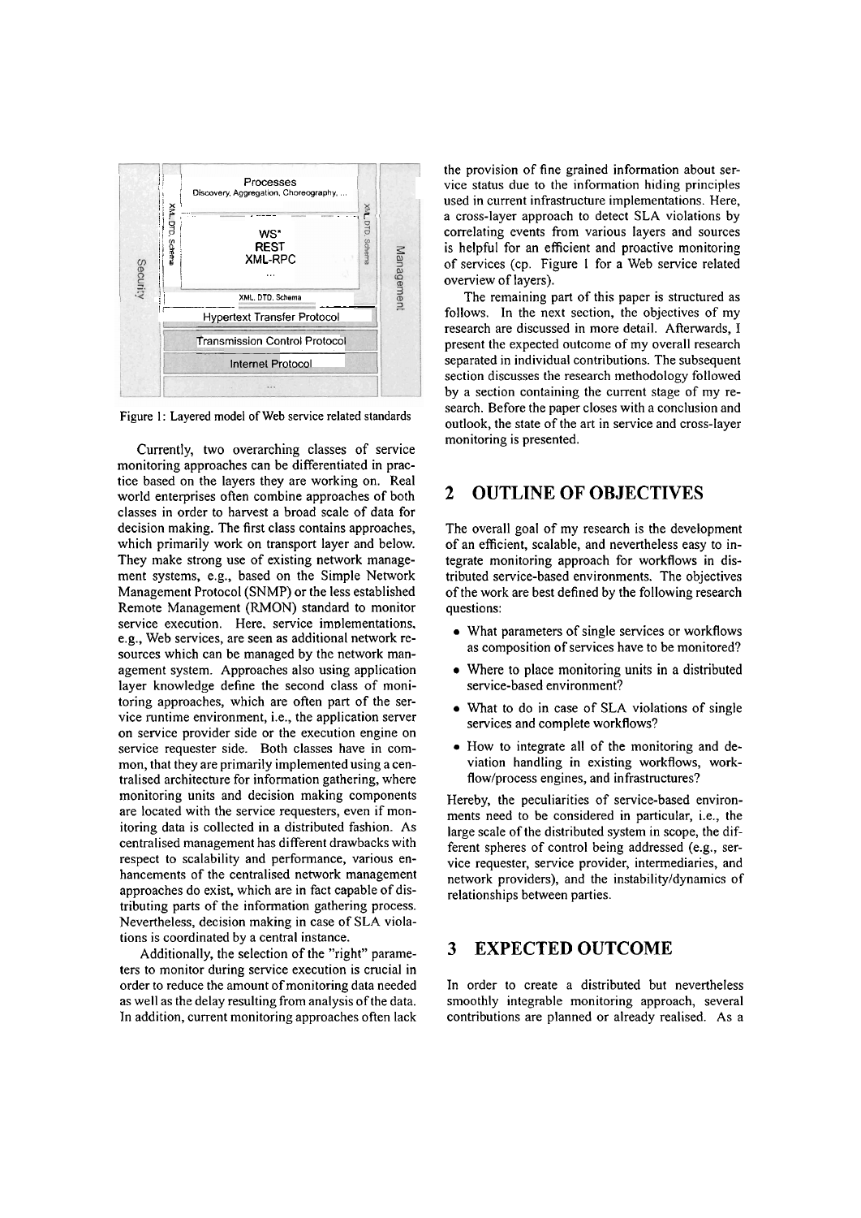Figure 1: Layered model of Web service related standards

Currently, two overarching classes of service monitoring approaches can be differentiated in practice based on the layers they are working on. Real world enterprises often combine approaches of both classes in order to harvest a broad scale of data for decision making. The first class contains approaches, which primarily work on transport layer and below. They make strong use of existing network management systems, e.g., based on the Simple Network Management Protocol (SNMP) or the less established Remote Management (RMON) standard to monitor service execution. Here, service implementations, e.g., Web services, are seen as additional network resources which can be managed by the network management system. Approaches also using application layer knowledge define the second class of monitoring approaches, which are often part of the service runtime environment, i.e., the application server on service provider side or the execution engine on service requester side. Both classes have in common, that they are primarily implemented using a centralised architecture for information gathering, where monitoring units and decision making components are located with the service requesters, even if monitoring data is collected in a distributed fashion. As centralised management has different drawbacks with respect to scalability and performance, various enhancements of the centralised network management approaches do exist, which are in fact capable of distributing parts of the information gathering process. Nevertheless, decision making in case of SLA violations is coordinated by a central instance.

Additionally, the selection of the "right" parameters to monitor during service execution is crucial in order to reduce the amount of monitoring data needed as well as the delay resulting from analysis of the data. In addition, current monitoring approaches often lack the provision of fine grained information about service status due to the information hiding principles used in current infrastructure implementations. Here, a cross-layer approach to detect SLA violations by correlating events from various layers and sources is helpful for an efficient and proactive monitoring of services (cp. Figure 1 for a Web service related overview of layers).

The remaining part of this paper is structured as follows. In the next section, the objectives of my research are discussed in more detail. Afterwards, I present the expected outcome of my overall research separated in individual contributions. The subsequent section discusses the research methodology followed by a section containing the current stage of my research. Before the paper closes with a conclusion and outlook, the state of the art in service and cross-layer monitoring is presented.

## 2 OUTLINE OF OBJECTIVES

The overall goal of my research is the development of an efficient, scalable, and nevertheless easy to integrate monitoring approach for workflows in distributed service-based environments. The objectives of the work are best defined by the following research questions:

- What parameters of single services or workflows as composition of services have to be monitored?
- Where to place monitoring units in a distributed service-based environment?
- What to do in case of SLA violations of single services and complete workflows?
- How to integrate all of the monitoring and deviation handling in existing workflows, workflow/process engines, and infrastructures?

Hereby, the peculiarities of service-based environments need to be considered in particular, i.e., the large scale of the distributed system in scope, the different spheres of control being addressed (e.g., service requester, service provider, intermediaries, and network providers), and the instability/dynamics of relationships between parties.

## 3 EXPECTED OUTCOME

In order to create a distributed but nevertheless smoothly integrable monitoring approach, several contributions are planned or already realised. As a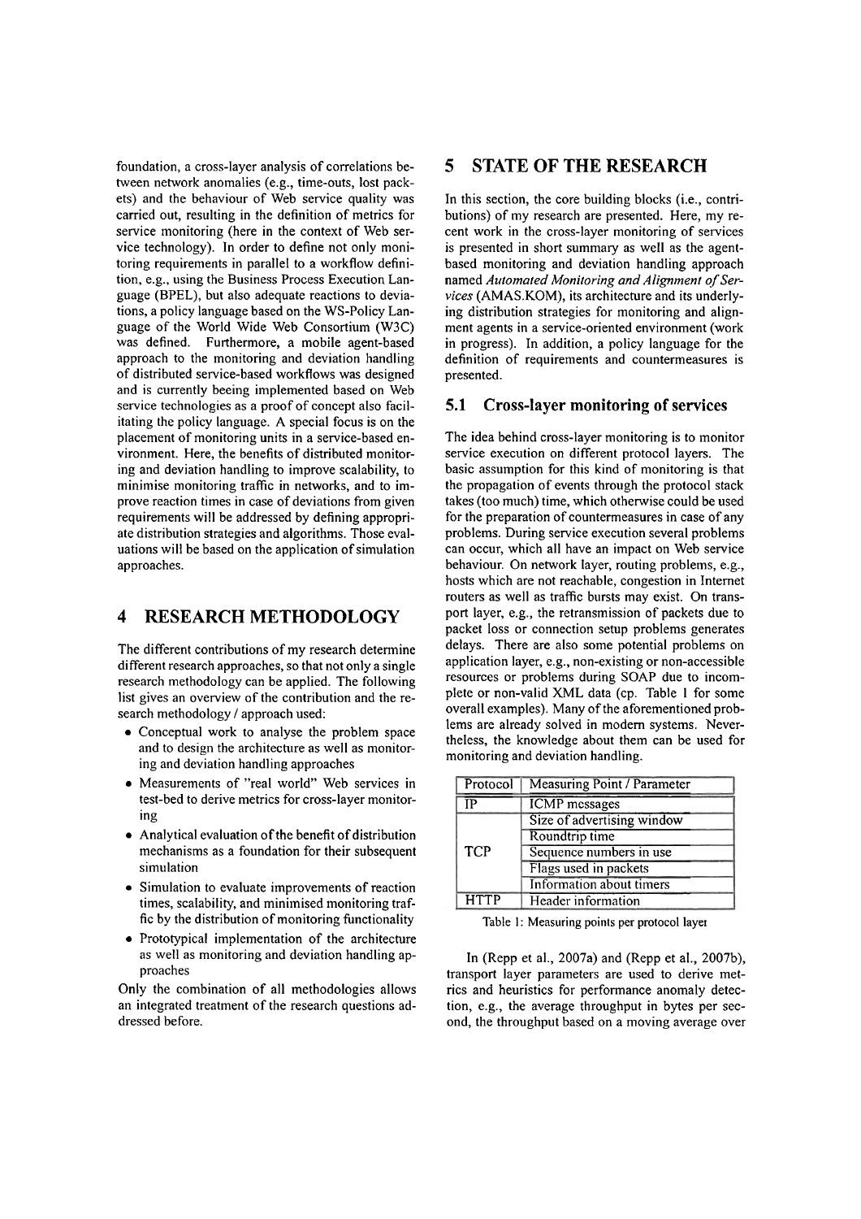foundation, a cross-layer analysis of correlations between network anomalies (e.g., time-outs, lost packets) and the behaviour of Web service quality was carried out, resulting in the definition of metrics for service monitoring (here in the context of Web service technology). In order to define not only monitoring requirements in parallel to a workflow definition, e.g., using the Business Process Execution Language (BPEL), but also adequate reactions to deviations, a policy language based on the WS-Policy Language of the World Wide Web Consortium (W3C) was defined. Furthermore, a mobile agent-based approach to the monitoring and deviation handling of distributed service-based workflows was designed and is currently beeing implemented based on Web service technologies as a proof of concept also facilitating the policy language. A special focus is on the placement of monitoring units in a service-based environment. Here, the benefits of distributed monitoring and deviation handling to improve scalability, to minimise monitoring traffic in networks, and to improve reaction times in case of deviations from given requirements will be addressed by defining appropriate distribution strategies and algorithms. Those evaluations will be based on the application of simulation approaches.

# 4 RESEARCH METHODOLOGY

The different contributions of my research determine different research approaches, so that not only a single research methodology can be applied. The following list gives an overview of the contribution and the research methodology / approach used:

- Conceptual work to analyse the problem space and to design the architecture as well as monitoring and deviation handling approaches
- Measurements of "real world" Web services in test-bed to derive metrics for cross-layer monitoring
- Analytical evaluation of the benefit of distribution mechanisms as a foundation for their subsequent simulation
- Simulation to evaluate improvements of reaction times, scalability, and minimised monitoring traffic by the distribution of monitoring functionality
- Prototypical implementation of the architecture as well as monitoring and deviation handling approaches

Only the combination of all methodologies allows an integrated treatment of the research questions addressed before.

# 5 STATE OF THE RESEARCH

In this section, the core building blocks (i.e., contributions) of my research are presented. Here, my recent work in the cross-layer monitoring of services is presented in short summary as well as the agent-based monitoring and deviation handling approach named *Automated Monitoring and Alignment of Services* (AMAS.KOM), its architecture and its underlying distribution strategies for monitoring and alignment agents in a service-oriented environment (work in progress). In addition, a policy language for the definition of requirements and countermeasures is presented.

## 5.1 Cross-layer monitoring of services

The idea behind cross-layer monitoring is to monitor service execution on different protocol layers. The basic assumption for this kind of monitoring is that the propagation of events through the protocol stack takes (too much) time, which otherwise could be used for the preparation of countermeasures in case of any problems. During service execution several problems can occur, which all have an impact on Web service behaviour. On network layer, routing problems, e.g., hosts which are not reachable, congestion in Internet routers as well as traffic bursts may exist. On transport layer, e.g., the retransmission of packets due to packet loss or connection setup problems generates delays. There are also some potential problems on application layer, e.g., non-existing or non-accessible resources or problems during SOAP due to incomplete or non-valid XML data (cp. Table 1 for some overall examples). Many of the aforementioned problems are already solved in modern systems. Nevertheless, the knowledge about them can be used for monitoring and deviation handling.

| Protocol | Measuring Point / Parameter |
|---|---|
| IP | ICMP messages |
| TCP | Size of advertising window |
| | Roundtrip time |
| | Sequence numbers in use |
| | Flags used in packets |
| | Information about timers |
| HTTP | Header information |

Table 1: Measuring points per protocol layer

In (Repp et al., 2007a) and (Repp et al., 2007b), transport layer parameters are used to derive metrics and heuristics for performance anomaly detection, e.g., the average throughput in bytes per second, the throughput based on a moving average over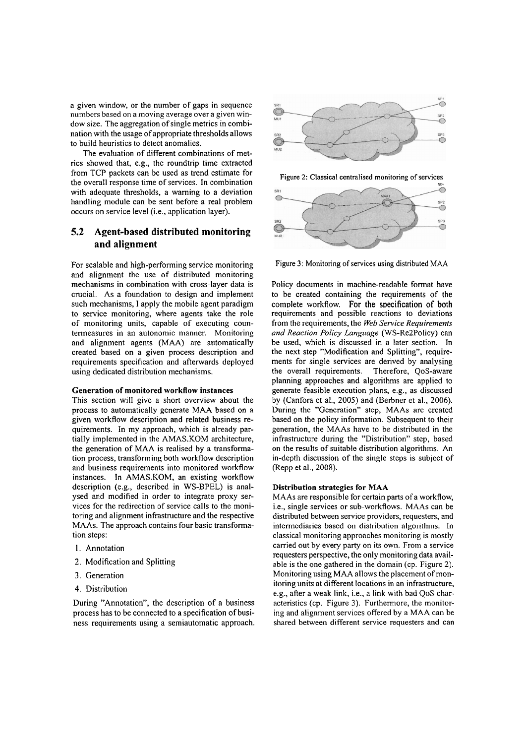a given window, or the number of gaps in sequence numbers based on a moving average over a given window size. The aggregation of single metrics in combination with the usage of appropriate thresholds allows to build heuristics to detect anomalies.

The evaluation of different combinations of metrics showed that, e.g., the roundtrip time extracted from TCP packets can be used as trend estimate for the overall response time of services. In combination with adequate thresholds, a warning to a deviation handling module can be sent before a real problem occurs on service level (i.e., application layer).

## 5.2 Agent-based distributed monitoring and alignment

For scalable and high-performing service monitoring and alignment the use of distributed monitoring mechanisms in combination with cross-layer data is crucial. As a foundation to design and implement such mechanisms, I apply the mobile agent paradigm to service monitoring, where agents take the role of monitoring units, capable of executing countermeasures in an autonomic manner. Monitoring and alignment agents (MAA) are automatically created based on a given process description and requirements specification and afterwards deployed using dedicated distribution mechanisms.

**Generation of monitored workflow instances**

This section will give a short overview about the process to automatically generate MAA based on a given workflow description and related business requirements. In my approach, which is already partially implemented in the AMAS.KOM architecture, the generation of MAA is realised by a transformation process, transforming both workflow description and business requirements into monitored workflow instances. In AMAS.KOM, an existing workflow description (e.g., described in WS-BPEL) is analysed and modified in order to integrate proxy services for the redirection of service calls to the monitoring and alignment infrastructure and the respective MAAs. The approach contains four basic transformation steps:

1. Annotation
2. Modification and Splitting
3. Generation
4. Distribution

During "Annotation", the description of a business process has to be connected to a specification of business requirements using a semiautomatic approach.

Figure 2: Classical centralised monitoring of services

Figure 3: Monitoring of services using distributed MAA

Policy documents in machine-readable format have to be created containing the requirements of the complete workflow. For the specification of both requirements and possible reactions to deviations from the requirements, the *Web Service Requirements and Reaction Policy Language* (WS-Re2Policy) can be used, which is discussed in a later section. In the next step "Modification and Splitting", requirements for single services are derived by analysing the overall requirements. Therefore, QoS-aware planning approaches and algorithms are applied to generate feasible execution plans, e.g., as discussed by (Canfora et al., 2005) and (Berbner et al., 2006). During the "Generation" step, MAAs are created based on the policy information. Subsequent to their generation, the MAAs have to be distributed in the infrastructure during the "Distribution" step, based on the results of suitable distribution algorithms. An in-depth discussion of the single steps is subject of (Repp et al., 2008).

**Distribution strategies for MAA**

MAAs are responsible for certain parts of a workflow, i.e., single services or sub-workflows. MAAs can be distributed between service providers, requesters, and intermediaries based on distribution algorithms. In classical monitoring approaches monitoring is mostly carried out by every party on its own. From a service requesters perspective, the only monitoring data available is the one gathered in the domain (cp. Figure 2). Monitoring using MAA allows the placement of monitoring units at different locations in an infrastructure, e.g., after a weak link, i.e., a link with bad QoS characteristics (cp. Figure 3). Furthermore, the monitoring and alignment services offered by a MAA can be shared between different service requesters and can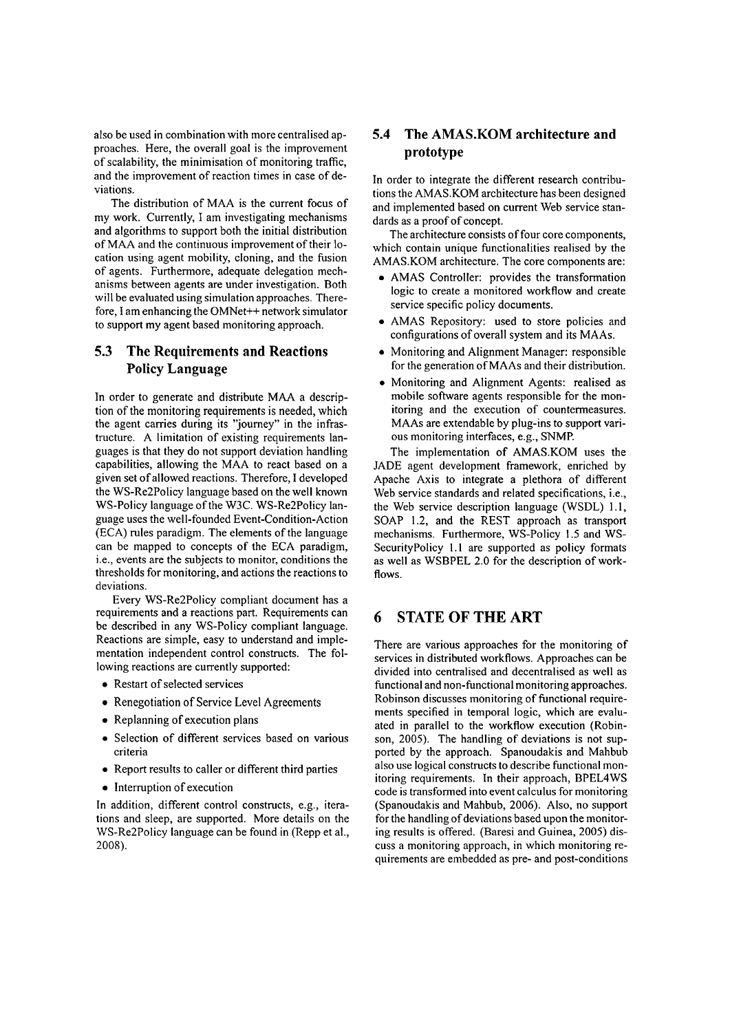also be used in combination with more centralised approaches. Here, the overall goal is the improvement of scalability, the minimisation of monitoring traffic, and the improvement of reaction times in case of deviations.

The distribution of MAA is the current focus of my work. Currently, I am investigating mechanisms and algorithms to support both the initial distribution of MAA and the continuous improvement of their location using agent mobility, cloning, and the fusion of agents. Furthermore, adequate delegation mechanisms between agents are under investigation. Both will be evaluated using simulation approaches. Therefore, I am enhancing the OMNet++ network simulator to support my agent based monitoring approach.

## 5.3 The Requirements and Reactions Policy Language

In order to generate and distribute MAA a description of the monitoring requirements is needed, which the agent carries during its "journey" in the infrastructure. A limitation of existing requirements languages is that they do not support deviation handling capabilities, allowing the MAA to react based on a given set of allowed reactions. Therefore, I developed the WS-Re2Policy language based on the well known WS-Policy language of the W3C. WS-Re2Policy language uses the well-founded Event-Condition-Action (ECA) rules paradigm. The elements of the language can be mapped to concepts of the ECA paradigm, i.e., events are the subjects to monitor, conditions the thresholds for monitoring, and actions the reactions to deviations.

Every WS-Re2Policy compliant document has a requirements and a reactions part. Requirements can be described in any WS-Policy compliant language. Reactions are simple, easy to understand and implementation independent control constructs. The following reactions are currently supported:

- Restart of selected services
- Renegotiation of Service Level Agreements
- Replanning of execution plans
- Selection of different services based on various criteria
- Report results to caller or different third parties
- Interruption of execution

In addition, different control constructs, e.g., iterations and sleep, are supported. More details on the WS-Re2Policy language can be found in (Repp et al., 2008).

## 5.4 The AMAS.KOM architecture and prototype

In order to integrate the different research contributions the AMAS.KOM architecture has been designed and implemented based on current Web service standards as a proof of concept.

The architecture consists of four core components, which contain unique functionalities realised by the AMAS.KOM architecture. The core components are:

- AMAS Controller: provides the transformation logic to create a monitored workflow and create service specific policy documents.
- AMAS Repository: used to store policies and configurations of overall system and its MAAs.
- Monitoring and Alignment Manager: responsible for the generation of MAAs and their distribution.
- Monitoring and Alignment Agents: realised as mobile software agents responsible for the monitoring and the execution of countermeasures. MAAs are extendable by plug-ins to support various monitoring interfaces, e.g., SNMP.

The implementation of AMAS.KOM uses the JADE agent development framework, enriched by Apache Axis to integrate a plethora of different Web service standards and related specifications, i.e., the Web service description language (WSDL) 1.1, SOAP 1.2, and the REST approach as transport mechanisms. Furthermore, WS-Policy 1.5 and WS-SecurityPolicy 1.1 are supported as policy formats as well as WSBPEL 2.0 for the description of workflows.

# 6 STATE OF THE ART

There are various approaches for the monitoring of services in distributed workflows. Approaches can be divided into centralised and decentralised as well as functional and non-functional monitoring approaches. Robinson discusses monitoring of functional requirements specified in temporal logic, which are evaluated in parallel to the workflow execution (Robinson, 2005). The handling of deviations is not supported by the approach. Spanoudakis and Mahbub also use logical constructs to describe functional monitoring requirements. In their approach, BPEL4WS code is transformed into event calculus for monitoring (Spanoudakis and Mahbub, 2006). Also, no support for the handling of deviations based upon the monitoring results is offered. (Baresi and Guinea, 2005) discuss a monitoring approach, in which monitoring requirements are embedded as pre- and post-conditions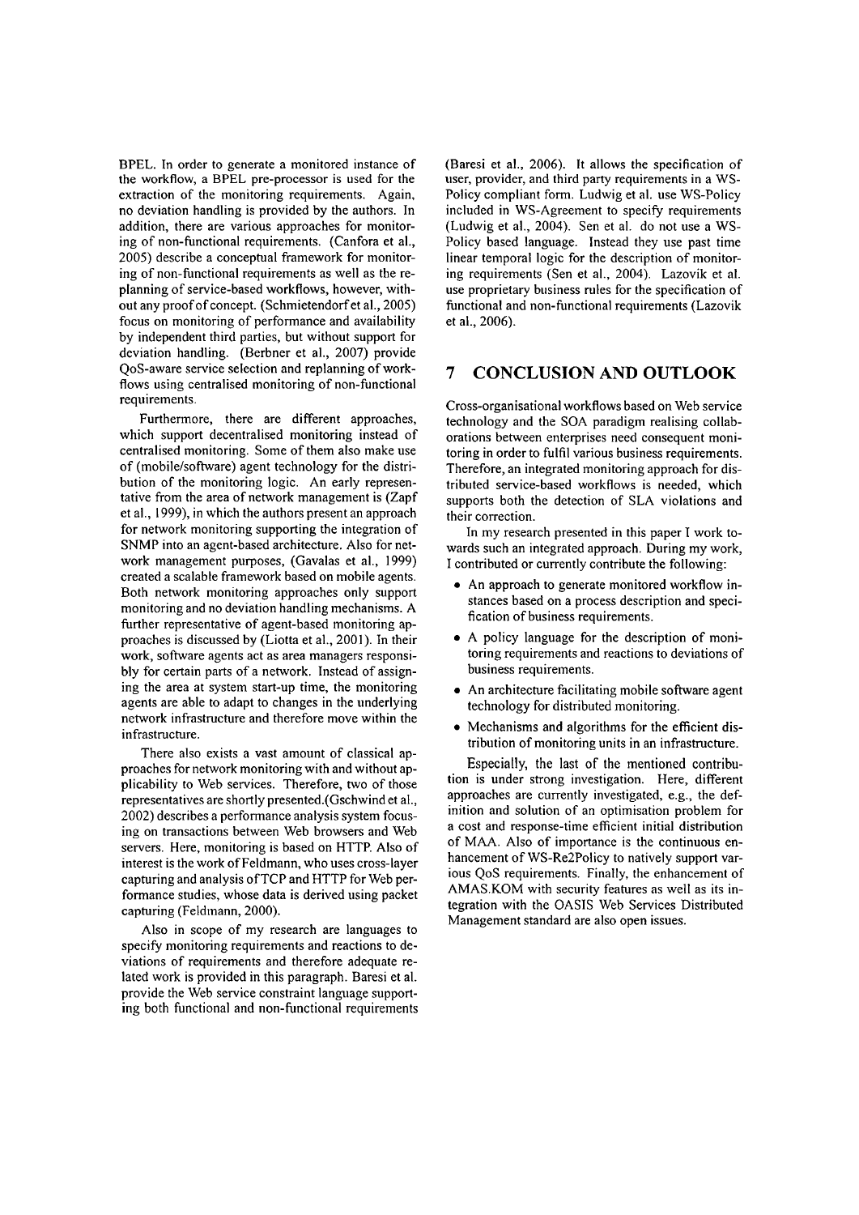BPEL. In order to generate a monitored instance of the workflow, a BPEL pre-processor is used for the extraction of the monitoring requirements. Again, no deviation handling is provided by the authors. In addition, there are various approaches for monitoring of non-functional requirements. (Canfora et al., 2005) describe a conceptual framework for monitoring of non-functional requirements as well as the replanning of service-based workflows, however, without any proof of concept. (Schmietendorf et al., 2005) focus on monitoring of performance and availability by independent third parties, but without support for deviation handling. (Berbner et al., 2007) provide QoS-aware service selection and replanning of workflows using centralised monitoring of non-functional requirements.

Furthermore, there are different approaches, which support decentralised monitoring instead of centralised monitoring. Some of them also make use of (mobile/software) agent technology for the distribution of the monitoring logic. An early representative from the area of network management is (Zapf et al., 1999), in which the authors present an approach for network monitoring supporting the integration of SNMP into an agent-based architecture. Also for network management purposes, (Gavalas et al., 1999) created a scalable framework based on mobile agents. Both network monitoring approaches only support monitoring and no deviation handling mechanisms. A further representative of agent-based monitoring approaches is discussed by (Liotta et al., 2001). In their work, software agents act as area managers responsibly for certain parts of a network. Instead of assigning the area at system start-up time, the monitoring agents are able to adapt to changes in the underlying network infrastructure and therefore move within the infrastructure.

There also exists a vast amount of classical approaches for network monitoring with and without applicability to Web services. Therefore, two of those representatives are shortly presented.(Gschwind et al., 2002) describes a performance analysis system focusing on transactions between Web browsers and Web servers. Here, monitoring is based on HTTP. Also of interest is the work of Feldmann, who uses cross-layer capturing and analysis of TCP and HTTP for Web performance studies, whose data is derived using packet capturing (Feldmann, 2000).

Also in scope of my research are languages to specify monitoring requirements and reactions to deviations of requirements and therefore adequate related work is provided in this paragraph. Baresi et al. provide the Web service constraint language supporting both functional and non-functional requirements (Baresi et al., 2006). It allows the specification of user, provider, and third party requirements in a WS-Policy compliant form. Ludwig et al. use WS-Policy included in WS-Agreement to specify requirements (Ludwig et al., 2004). Sen et al. do not use a WS-Policy based language. Instead they use past time linear temporal logic for the description of monitoring requirements (Sen et al., 2004). Lazovik et al. use proprietary business rules for the specification of functional and non-functional requirements (Lazovik et al., 2006).

## 7 CONCLUSION AND OUTLOOK

Cross-organisational workflows based on Web service technology and the SOA paradigm realising collaborations between enterprises need consequent monitoring in order to fulfil various business requirements. Therefore, an integrated monitoring approach for distributed service-based workflows is needed, which supports both the detection of SLA violations and their correction.

In my research presented in this paper I work towards such an integrated approach. During my work, I contributed or currently contribute the following:

- An approach to generate monitored workflow instances based on a process description and specification of business requirements.
- A policy language for the description of monitoring requirements and reactions to deviations of business requirements.
- An architecture facilitating mobile software agent technology for distributed monitoring.
- Mechanisms and algorithms for the efficient distribution of monitoring units in an infrastructure.

Especially, the last of the mentioned contribution is under strong investigation. Here, different approaches are currently investigated, e.g., the definition and solution of an optimisation problem for a cost and response-time efficient initial distribution of MAA. Also of importance is the continuous enhancement of WS-Re2Policy to natively support various QoS requirements. Finally, the enhancement of AMAS.KOM with security features as well as its integration with the OASIS Web Services Distributed Management standard are also open issues.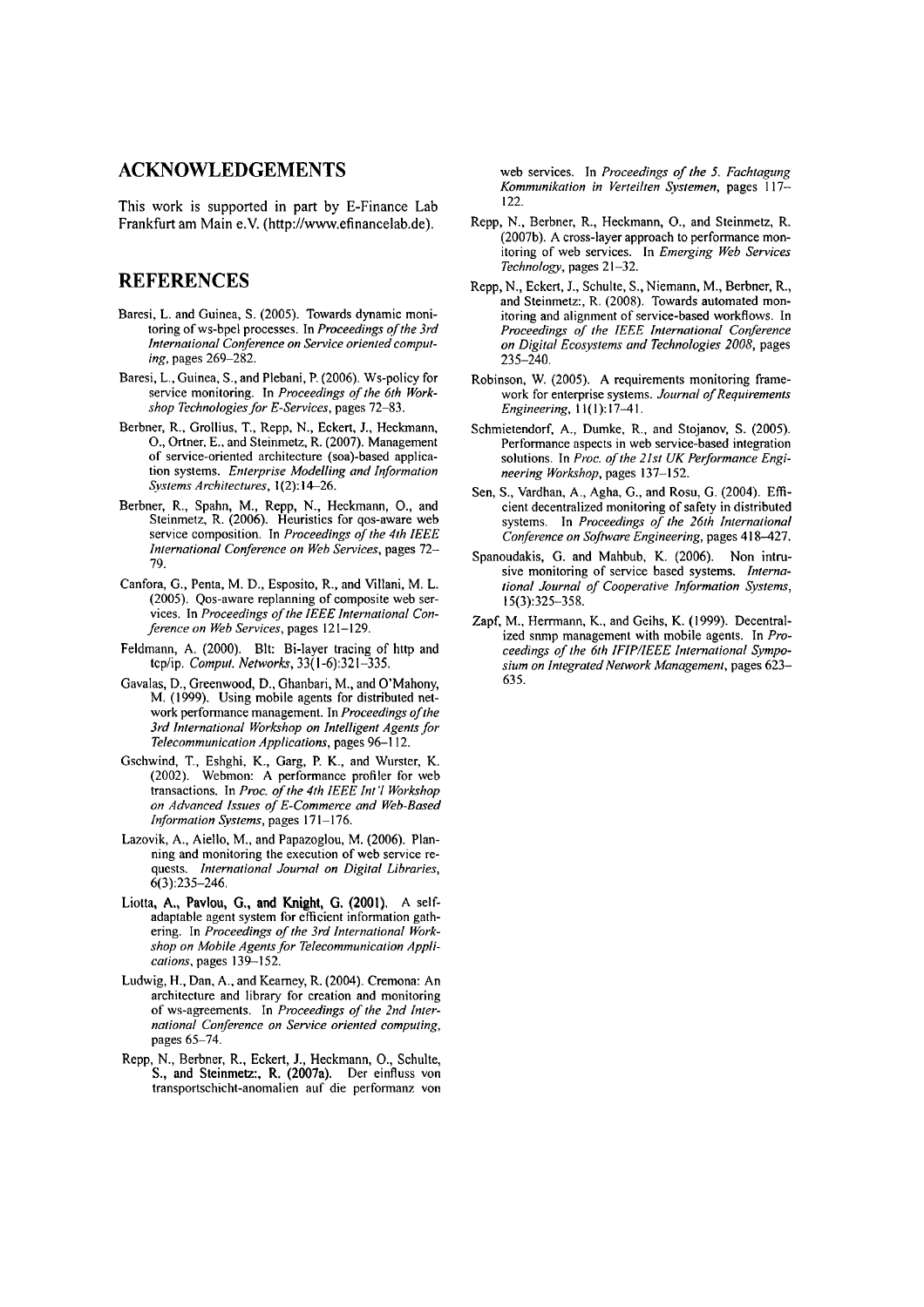## ACKNOWLEDGEMENTS

This work is supported in part by E-Finance Lab Frankfurt am Main e.V. (http://www.efinancelab.de).

## REFERENCES

Baresi, L. and Guinea, S. (2005). Towards dynamic monitoring of ws-bpel processes. In *Proceedings of the 3rd International Conference on Service oriented computing*, pages 269–282.

Baresi, L., Guinea, S., and Plebani, P. (2006). Ws-policy for service monitoring. In *Proceedings of the 6th Workshop Technologies for E-Services*, pages 72–83.

Berbner, R., Grollius, T., Repp, N., Eckert, J., Heckmann, O., Ortner, E., and Steinmetz, R. (2007). Management of service-oriented architecture (soa)-based application systems. *Enterprise Modelling and Information Systems Architectures*, 1(2):14–26.

Berbner, R., Spahn, M., Repp, N., Heckmann, O., and Steinmetz, R. (2006). Heuristics for qos-aware web service composition. In *Proceedings of the 4th IEEE International Conference on Web Services*, pages 72–79.

Canfora, G., Penta, M. D., Esposito, R., and Villani, M. L. (2005). Qos-aware replanning of composite web services. In *Proceedings of the IEEE International Conference on Web Services*, pages 121–129.

Feldmann, A. (2000). Blt: Bi-layer tracing of http and tcp/ip. *Comput. Networks*, 33(1-6):321–335.

Gavalas, D., Greenwood, D., Ghanbari, M., and O'Mahony, M. (1999). Using mobile agents for distributed network performance management. In *Proceedings of the 3rd International Workshop on Intelligent Agents for Telecommunication Applications*, pages 96–112.

Gschwind, T., Eshghi, K., Garg, P. K., and Wurster, K. (2002). Webmon: A performance profiler for web transactions. In *Proc. of the 4th IEEE Int'l Workshop on Advanced Issues of E-Commerce and Web-Based Information Systems*, pages 171–176.

Lazovik, A., Aiello, M., and Papazoglou, M. (2006). Planning and monitoring the execution of web service requests. *International Journal on Digital Libraries*, 6(3):235–246.

Liotta, A., Pavlou, G., and Knight, G. (2001). A self-adaptable agent system for efficient information gathering. In *Proceedings of the 3rd International Workshop on Mobile Agents for Telecommunication Applications*, pages 139–152.

Ludwig, H., Dan, A., and Kearney, R. (2004). Cremona: An architecture and library for creation and monitoring of ws-agreements. In *Proceedings of the 2nd International Conference on Service oriented computing*, pages 65–74.

Repp, N., Berbner, R., Eckert, J., Heckmann, O., Schulte, S., and Steinmetz:, R. (2007a). Der einfluss von transportschicht-anomalien auf die performanz von web services. In *Proceedings of the 5. Fachtagung Kommunikation in Verteilten Systemen*, pages 117–122.

Repp, N., Berbner, R., Heckmann, O., and Steinmetz, R. (2007b). A cross-layer approach to performance monitoring of web services. In *Emerging Web Services Technology*, pages 21–32.

Repp, N., Eckert, J., Schulte, S., Niemann, M., Berbner, R., and Steinmetz:, R. (2008). Towards automated monitoring and alignment of service-based workflows. In *Proceedings of the IEEE International Conference on Digital Ecosystems and Technologies 2008*, pages 235–240.

Robinson, W. (2005). A requirements monitoring framework for enterprise systems. *Journal of Requirements Engineering*, 11(1):17–41.

Schmietendorf, A., Dumke, R., and Stojanov, S. (2005). Performance aspects in web service-based integration solutions. In *Proc. of the 21st UK Performance Engineering Workshop*, pages 137–152.

Sen, S., Vardhan, A., Agha, G., and Rosu, G. (2004). Efficient decentralized monitoring of safety in distributed systems. In *Proceedings of the 26th International Conference on Software Engineering*, pages 418–427.

Spanoudakis, G. and Mahbub, K. (2006). Non intrusive monitoring of service based systems. *International Journal of Cooperative Information Systems*, 15(3):325–358.

Zapf, M., Herrmann, K., and Geihs, K. (1999). Decentralized snmp management with mobile agents. In *Proceedings of the 6th IFIP/IEEE International Symposium on Integrated Network Management*, pages 623–635.